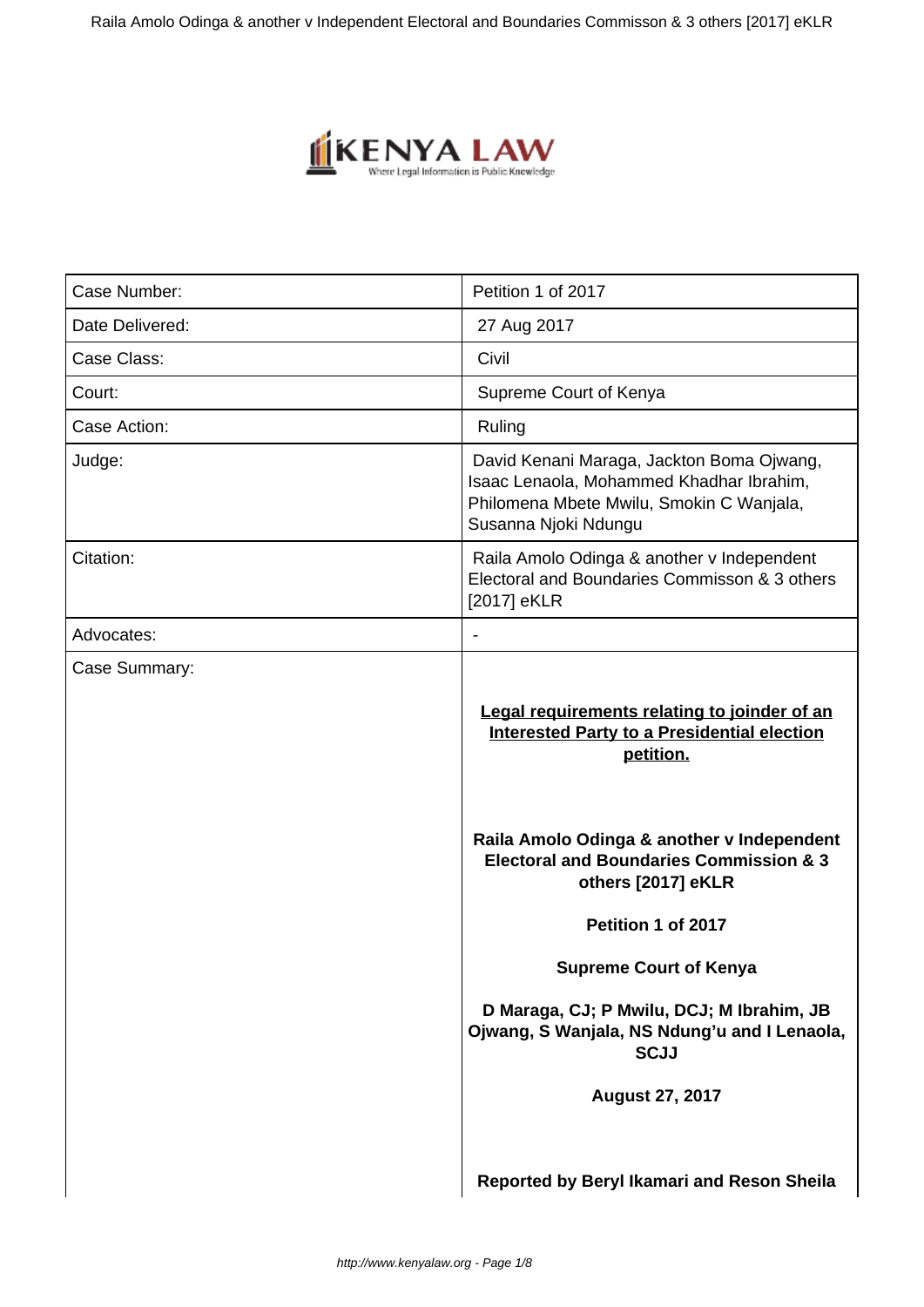| Case Number: | Petition 1 of 2017 |
|---|---|
| Date Delivered: | 27 Aug 2017 |
| Case Class: | Civil |
| Court: | Supreme Court of Kenya |
| Case Action: | Ruling |
| Judge: | David Kenani Maraga, Jackton Boma Ojwang, Isaac Lenaola, Mohammed Khadhar Ibrahim, Philomena Mbete Mwilu, Smokin C Wanjala, Susanna Njoki Ndungu |
| Citation: | Raila Amolo Odinga & another v Independent Electoral and Boundaries Commisson & 3 others [2017] eKLR |
| Advocates: | - |
| Case Summary: | **<u>Legal requirements relating to joinder of an Interested Party to a Presidential election petition.</u>** <br><br> **Raila Amolo Odinga & another v Independent Electoral and Boundaries Commission & 3 others [2017] eKLR** <br><br> **Petition 1 of 2017** <br><br> **Supreme Court of Kenya** <br><br> **D Maraga, CJ; P Mwilu, DCJ; M Ibrahim, JB Ojwang, S Wanjala, NS Ndung'u and I Lenaola, SCJJ** <br><br> **August 27, 2017** <br><br> **Reported by Beryl Ikamari and Reson Sheila** |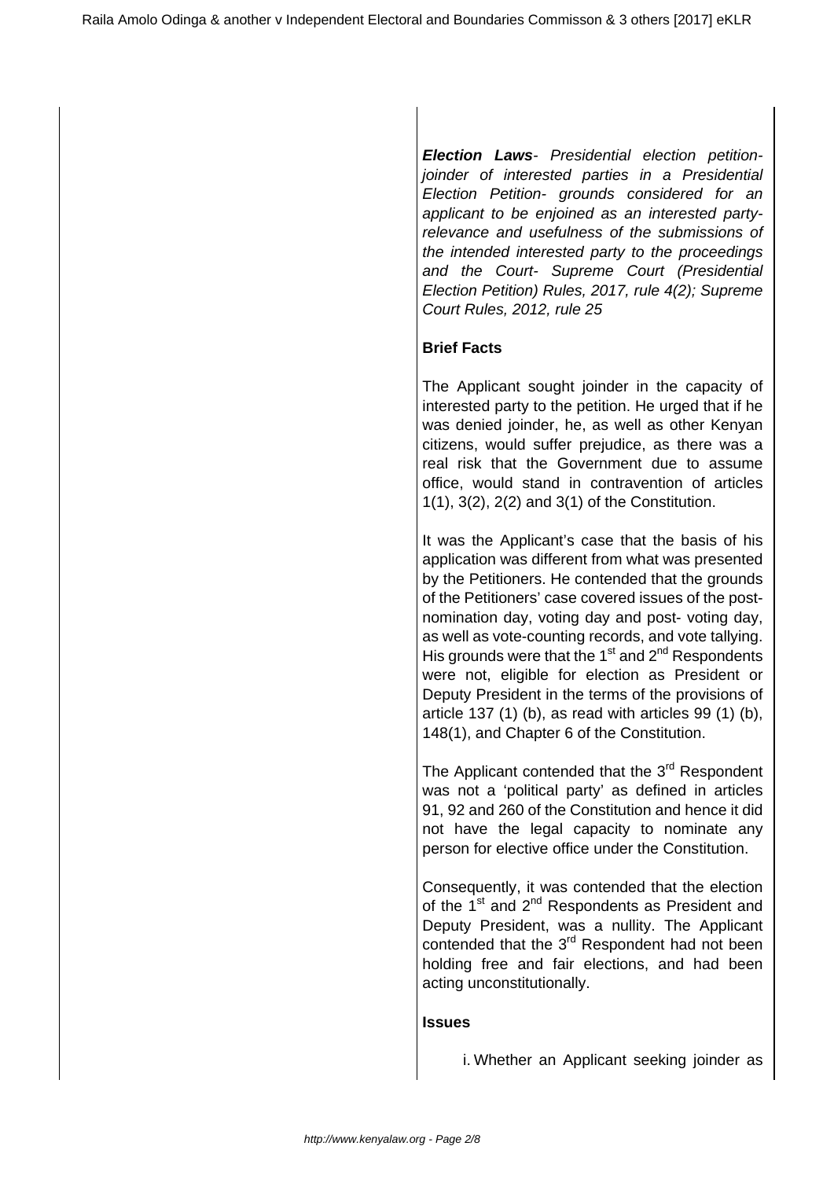***Election Laws**- Presidential election petition- joinder of interested parties in a Presidential Election Petition- grounds considered for an applicant to be enjoined as an interested party- relevance and usefulness of the submissions of the intended interested party to the proceedings and the Court- Supreme Court (Presidential Election Petition) Rules, 2017, rule 4(2); Supreme Court Rules, 2012, rule 25*

**Brief Facts**

The Applicant sought joinder in the capacity of interested party to the petition. He urged that if he was denied joinder, he, as well as other Kenyan citizens, would suffer prejudice, as there was a real risk that the Government due to assume office, would stand in contravention of articles 1(1), 3(2), 2(2) and 3(1) of the Constitution.

It was the Applicant's case that the basis of his application was different from what was presented by the Petitioners. He contended that the grounds of the Petitioners' case covered issues of the post-nomination day, voting day and post- voting day, as well as vote-counting records, and vote tallying. His grounds were that the 1st and 2nd Respondents were not, eligible for election as President or Deputy President in the terms of the provisions of article 137 (1) (b), as read with articles 99 (1) (b), 148(1), and Chapter 6 of the Constitution.

The Applicant contended that the 3rd Respondent was not a 'political party' as defined in articles 91, 92 and 260 of the Constitution and hence it did not have the legal capacity to nominate any person for elective office under the Constitution.

Consequently, it was contended that the election of the 1st and 2nd Respondents as President and Deputy President, was a nullity. The Applicant contended that the 3rd Respondent had not been holding free and fair elections, and had been acting unconstitutionally.

**Issues**

i. Whether an Applicant seeking joinder as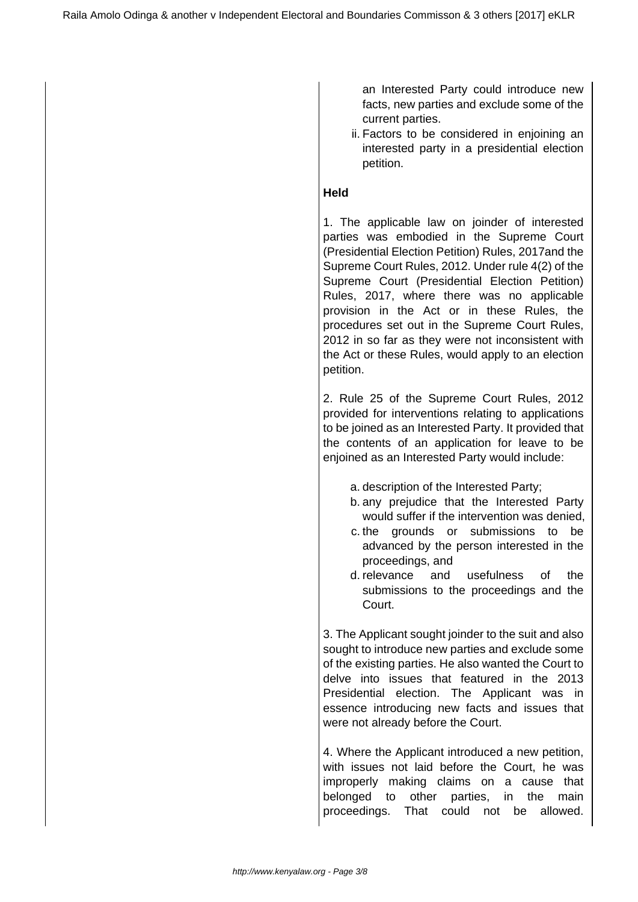an Interested Party could introduce new facts, new parties and exclude some of the current parties.

ii. Factors to be considered in enjoining an interested party in a presidential election petition.

**Held**

1. The applicable law on joinder of interested parties was embodied in the Supreme Court (Presidential Election Petition) Rules, 2017and the Supreme Court Rules, 2012. Under rule 4(2) of the Supreme Court (Presidential Election Petition) Rules, 2017, where there was no applicable provision in the Act or in these Rules, the procedures set out in the Supreme Court Rules, 2012 in so far as they were not inconsistent with the Act or these Rules, would apply to an election petition.

2. Rule 25 of the Supreme Court Rules, 2012 provided for interventions relating to applications to be joined as an Interested Party. It provided that the contents of an application for leave to be enjoined as an Interested Party would include:

a. description of the Interested Party;
b. any prejudice that the Interested Party would suffer if the intervention was denied,
c. the grounds or submissions to be advanced by the person interested in the proceedings, and
d. relevance and usefulness of the submissions to the proceedings and the Court.

3. The Applicant sought joinder to the suit and also sought to introduce new parties and exclude some of the existing parties. He also wanted the Court to delve into issues that featured in the 2013 Presidential election. The Applicant was in essence introducing new facts and issues that were not already before the Court.

4. Where the Applicant introduced a new petition, with issues not laid before the Court, he was improperly making claims on a cause that belonged to other parties, in the main proceedings. That could not be allowed.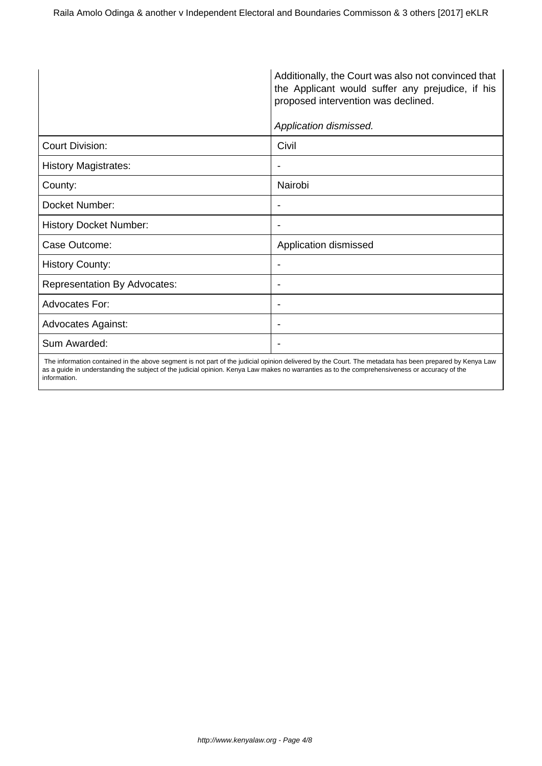| | |
|---|---|
| | Additionally, the Court was also not convinced that the Applicant would suffer any prejudice, if his proposed intervention was declined.<br><br>*Application dismissed.* |
| Court Division: | Civil |
| History Magistrates: | - |
| County: | Nairobi |
| Docket Number: | - |
| History Docket Number: | - |
| Case Outcome: | Application dismissed |
| History County: | - |
| Representation By Advocates: | - |
| Advocates For: | - |
| Advocates Against: | - |
| Sum Awarded: | - |

The information contained in the above segment is not part of the judicial opinion delivered by the Court. The metadata has been prepared by Kenya Law as a guide in understanding the subject of the judicial opinion. Kenya Law makes no warranties as to the comprehensiveness or accuracy of the information.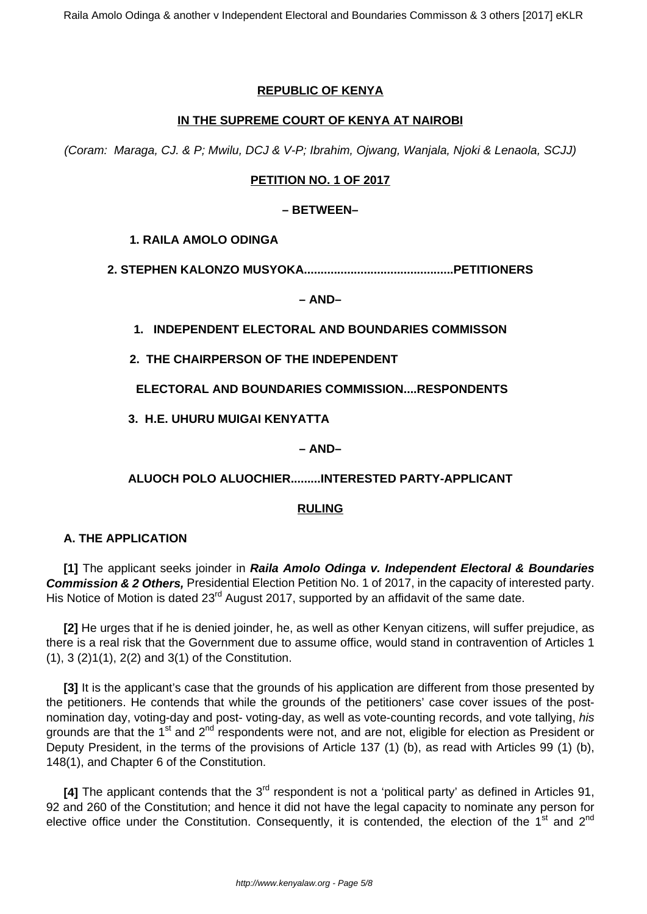**REPUBLIC OF KENYA**

**IN THE SUPREME COURT OF KENYA AT NAIROBI**

*(Coram: Maraga, CJ. & P; Mwilu, DCJ & V-P; Ibrahim, Ojwang, Wanjala, Njoki & Lenaola, SCJJ)*

**PETITION NO. 1 OF 2017**

**– BETWEEN–**

**1. RAILA AMOLO ODINGA**

**2. STEPHEN KALONZO MUSYOKA............................................PETITIONERS**

**– AND–**

**1. INDEPENDENT ELECTORAL AND BOUNDARIES COMMISSON**

**2. THE CHAIRPERSON OF THE INDEPENDENT**

**ELECTORAL AND BOUNDARIES COMMISSION....RESPONDENTS**

**3. H.E. UHURU MUIGAI KENYATTA**

**– AND–**

**ALUOCH POLO ALUOCHIER.........INTERESTED PARTY-APPLICANT**

**RULING**

**A. THE APPLICATION**

**[1]** The applicant seeks joinder in ***Raila Amolo Odinga v. Independent Electoral & Boundaries Commission & 2 Others,*** Presidential Election Petition No. 1 of 2017, in the capacity of interested party. His Notice of Motion is dated 23rd August 2017, supported by an affidavit of the same date.

**[2]** He urges that if he is denied joinder, he, as well as other Kenyan citizens, will suffer prejudice, as there is a real risk that the Government due to assume office, would stand in contravention of Articles 1 (1), 3 (2)1(1), 2(2) and 3(1) of the Constitution.

**[3]** It is the applicant's case that the grounds of his application are different from those presented by the petitioners. He contends that while the grounds of the petitioners' case cover issues of the post-nomination day, voting-day and post- voting-day, as well as vote-counting records, and vote tallying, *his* grounds are that the 1st and 2nd respondents were not, and are not, eligible for election as President or Deputy President, in the terms of the provisions of Article 137 (1) (b), as read with Articles 99 (1) (b), 148(1), and Chapter 6 of the Constitution.

**[4]** The applicant contends that the 3rd respondent is not a 'political party' as defined in Articles 91, 92 and 260 of the Constitution; and hence it did not have the legal capacity to nominate any person for elective office under the Constitution. Consequently, it is contended, the election of the 1st and 2nd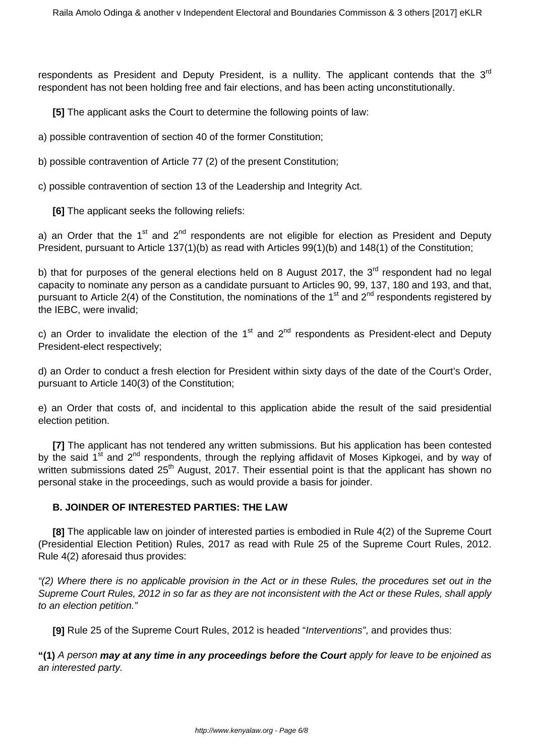respondents as President and Deputy President, is a nullity. The applicant contends that the 3rd respondent has not been holding free and fair elections, and has been acting unconstitutionally.

**[5]** The applicant asks the Court to determine the following points of law:

a) possible contravention of section 40 of the former Constitution;

b) possible contravention of Article 77 (2) of the present Constitution;

c) possible contravention of section 13 of the Leadership and Integrity Act.

**[6]** The applicant seeks the following reliefs:

a) an Order that the 1st and 2nd respondents are not eligible for election as President and Deputy President, pursuant to Article 137(1)(b) as read with Articles 99(1)(b) and 148(1) of the Constitution;

b) that for purposes of the general elections held on 8 August 2017, the 3rd respondent had no legal capacity to nominate any person as a candidate pursuant to Articles 90, 99, 137, 180 and 193, and that, pursuant to Article 2(4) of the Constitution, the nominations of the 1st and 2nd respondents registered by the IEBC, were invalid;

c) an Order to invalidate the election of the 1st and 2nd respondents as President-elect and Deputy President-elect respectively;

d) an Order to conduct a fresh election for President within sixty days of the date of the Court's Order, pursuant to Article 140(3) of the Constitution;

e) an Order that costs of, and incidental to this application abide the result of the said presidential election petition.

**[7]** The applicant has not tendered any written submissions. But his application has been contested by the said 1st and 2nd respondents, through the replying affidavit of Moses Kipkogei, and by way of written submissions dated 25th August, 2017. Their essential point is that the applicant has shown no personal stake in the proceedings, such as would provide a basis for joinder.

### B. JOINDER OF INTERESTED PARTIES: THE LAW

**[8]** The applicable law on joinder of interested parties is embodied in Rule 4(2) of the Supreme Court (Presidential Election Petition) Rules, 2017 as read with Rule 25 of the Supreme Court Rules, 2012. Rule 4(2) aforesaid thus provides:

*"(2) Where there is no applicable provision in the Act or in these Rules, the procedures set out in the Supreme Court Rules, 2012 in so far as they are not inconsistent with the Act or these Rules, shall apply to an election petition."*

**[9]** Rule 25 of the Supreme Court Rules, 2012 is headed "*Interventions*", and provides thus:

**"(1)** *A person* ***may at any time in any proceedings before the Court*** *apply for leave to be enjoined as an interested party.*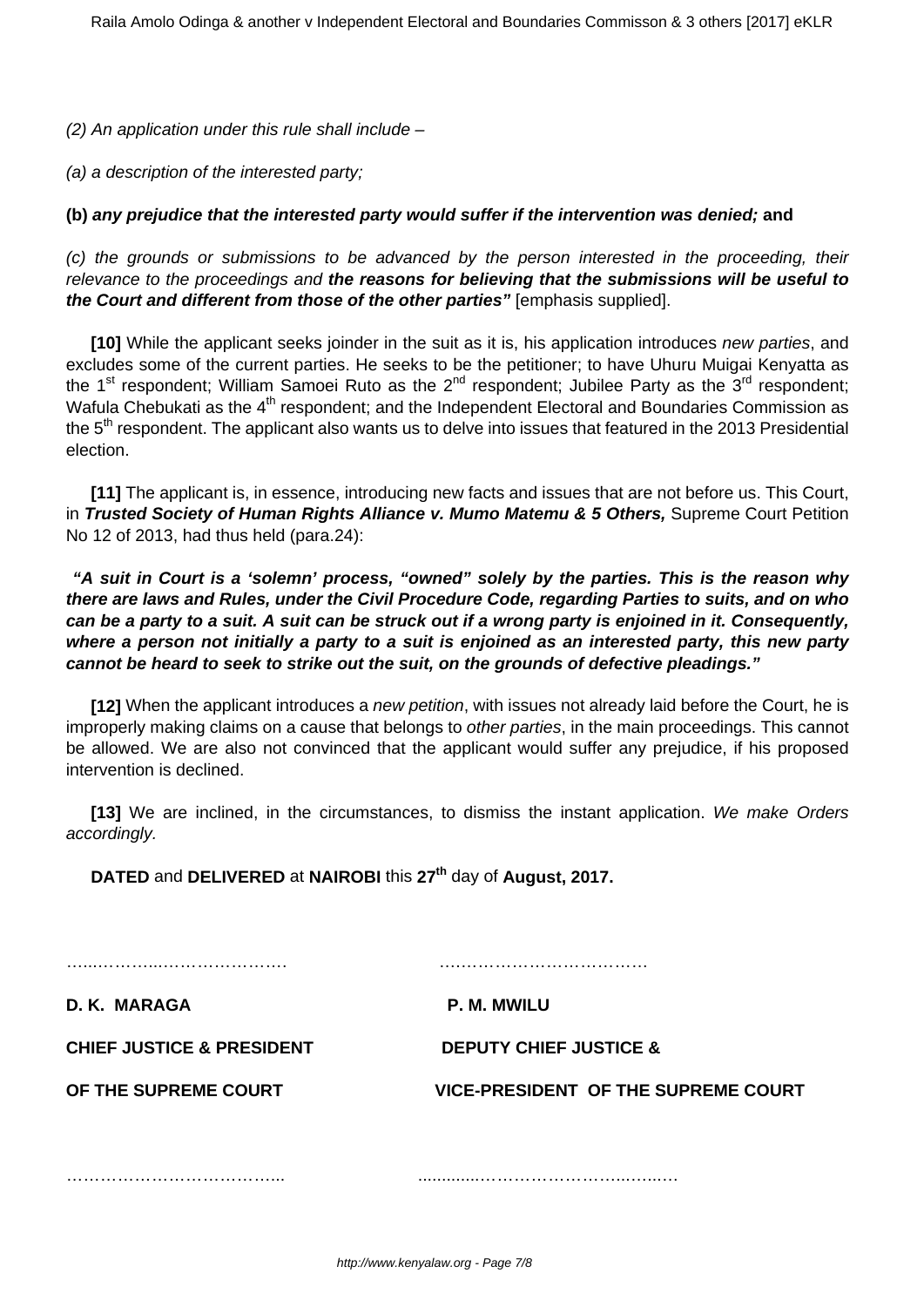*(2) An application under this rule shall include –*

*(a) a description of the interested party;*

**(b)** ***any prejudice that the interested party would suffer if the intervention was denied;*** **and**

*(c) the grounds or submissions to be advanced by the person interested in the proceeding, their relevance to the proceedings and* ***the reasons for believing that the submissions will be useful to the Court and different from those of the other parties"*** [emphasis supplied].

**[10]** While the applicant seeks joinder in the suit as it is, his application introduces *new parties*, and excludes some of the current parties. He seeks to be the petitioner; to have Uhuru Muigai Kenyatta as the 1st respondent; William Samoei Ruto as the 2nd respondent; Jubilee Party as the 3rd respondent; Wafula Chebukati as the 4th respondent; and the Independent Electoral and Boundaries Commission as the 5th respondent. The applicant also wants us to delve into issues that featured in the 2013 Presidential election.

**[11]** The applicant is, in essence, introducing new facts and issues that are not before us. This Court, in ***Trusted Society of Human Rights Alliance v. Mumo Matemu & 5 Others,*** Supreme Court Petition No 12 of 2013, had thus held (para.24):

***"A suit in Court is a 'solemn' process, "owned" solely by the parties. This is the reason why there are laws and Rules, under the Civil Procedure Code, regarding Parties to suits, and on who can be a party to a suit. A suit can be struck out if a wrong party is enjoined in it. Consequently, where a person not initially a party to a suit is enjoined as an interested party, this new party cannot be heard to seek to strike out the suit, on the grounds of defective pleadings."***

**[12]** When the applicant introduces a *new petition*, with issues not already laid before the Court, he is improperly making claims on a cause that belongs to *other parties*, in the main proceedings. This cannot be allowed. We are also not convinced that the applicant would suffer any prejudice, if his proposed intervention is declined.

**[13]** We are inclined, in the circumstances, to dismiss the instant application. *We make Orders accordingly.*

**DATED** and **DELIVERED** at **NAIROBI** this **27th** day of **August, 2017.**

…………………………………. ……………………………………

**D. K. MARAGA** **P. M. MWILU**

**CHIEF JUSTICE & PRESIDENT** **DEPUTY CHIEF JUSTICE &**

**OF THE SUPREME COURT** **VICE-PRESIDENT OF THE SUPREME COURT**

………………………………….. ………………………………………….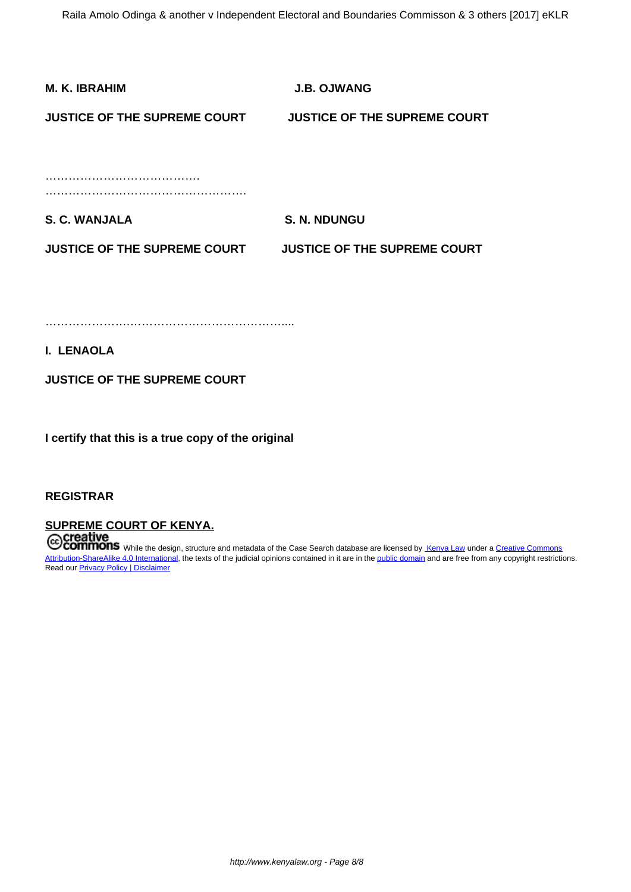**M. K. IBRAHIM** **J.B. OJWANG**

**JUSTICE OF THE SUPREME COURT** **JUSTICE OF THE SUPREME COURT**

………………………………….

…………………………………………….

**S. C. WANJALA** **S. N. NDUNGU**

**JUSTICE OF THE SUPREME COURT** **JUSTICE OF THE SUPREME COURT**

……………………………………………………….

**I. LENAOLA**

**JUSTICE OF THE SUPREME COURT**

**I certify that this is a true copy of the original**

**REGISTRAR**

**SUPREME COURT OF KENYA.**

While the design, structure and metadata of the Case Search database are licensed by Kenya Law under a Creative Commons Attribution-ShareAlike 4.0 International, the texts of the judicial opinions contained in it are in the public domain and are free from any copyright restrictions. Read our Privacy Policy | Disclaimer